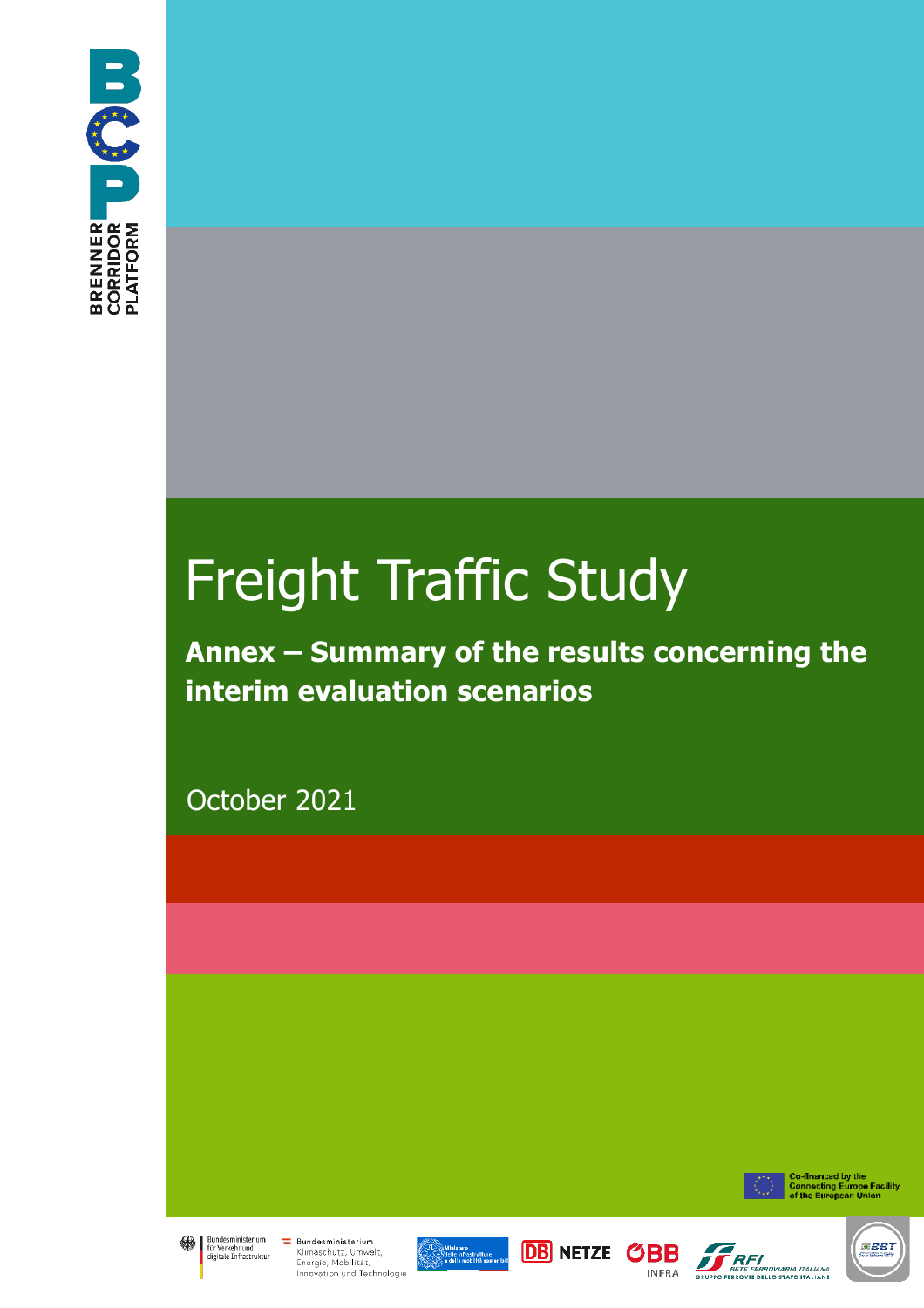BRENNER CORRIDOR PLATFORM

# Freight Traffic Study

## Annex – Summary of the results concerning the interim evaluation scenarios

October 2021

Co-financed by the Connecting Europe Facility of the European Union

Bundesministerium für Verkehr und digitale Infrastruktur

Bundesministerium Klimaschutz, Umwelt, Energie, Mobilität, Innovation und Technologie

Ministero delle infrastrutture e della mobilità sostenibili

DB NETZE

ÖBB INFRA

RFI RETE FERROVIARIA ITALIANA GRUPPO FERROVIE DELLO STATO ITALIANE

BBT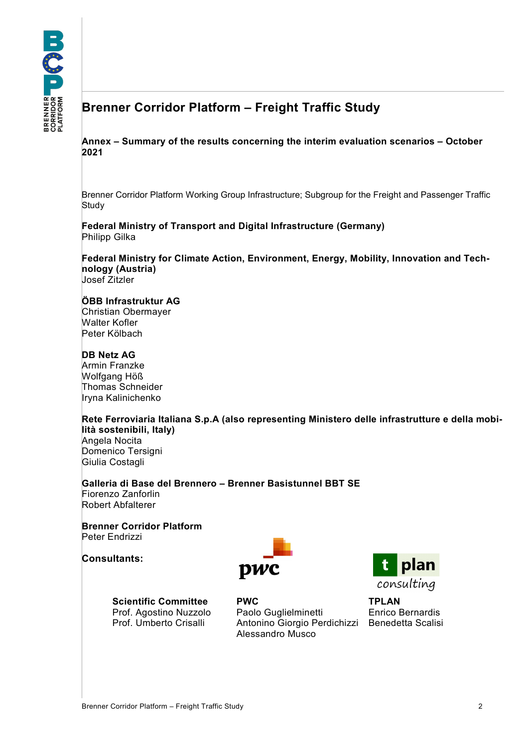# Brenner Corridor Platform – Freight Traffic Study

**Annex – Summary of the results concerning the interim evaluation scenarios – October 2021**

Brenner Corridor Platform Working Group Infrastructure; Subgroup for the Freight and Passenger Traffic Study

**Federal Ministry of Transport and Digital Infrastructure (Germany)**
Philipp Gilka

**Federal Ministry for Climate Action, Environment, Energy, Mobility, Innovation and Technology (Austria)**
Josef Zitzler

**ÖBB Infrastruktur AG**
Christian Obermayer
Walter Kofler
Peter Kölbach

**DB Netz AG**
Armin Franzke
Wolfgang Höß
Thomas Schneider
Iryna Kalinichenko

**Rete Ferroviaria Italiana S.p.A (also representing Ministero delle infrastrutture e della mobilità sostenibili, Italy)**
Angela Nocita
Domenico Tersigni
Giulia Costagli

**Galleria di Base del Brennero – Brenner Basistunnel BBT SE**
Fiorenzo Zanforlin
Robert Abfalterer

**Brenner Corridor Platform**
Peter Endrizzi

**Consultants:**

**Scientific Committee**
Prof. Agostino Nuzzolo
Prof. Umberto Crisalli

**PWC**
Paolo Guglielminetti
Antonino Giorgio Perdichizzi
Alessandro Musco

**TPLAN**
Enrico Bernardis
Benedetta Scalisi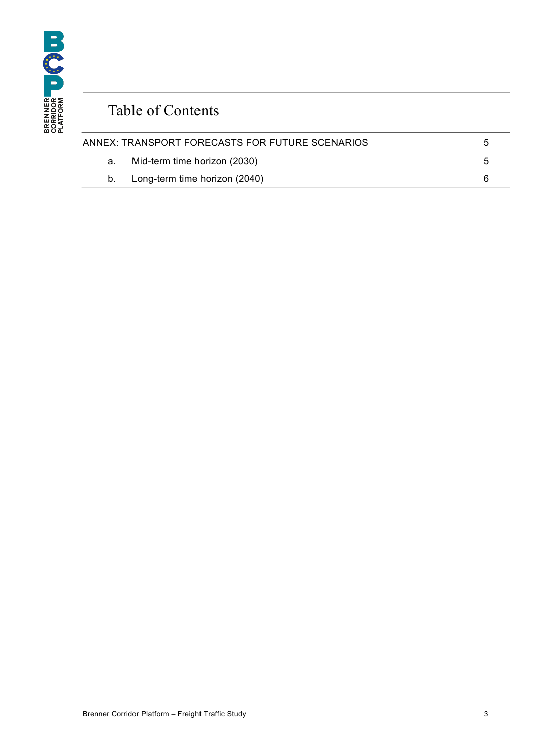# Table of Contents

| | | |
|---|---|---|
| ANNEX: TRANSPORT FORECASTS FOR FUTURE SCENARIOS | | 5 |
| a. | Mid-term time horizon (2030) | 5 |
| b. | Long-term time horizon (2040) | 6 |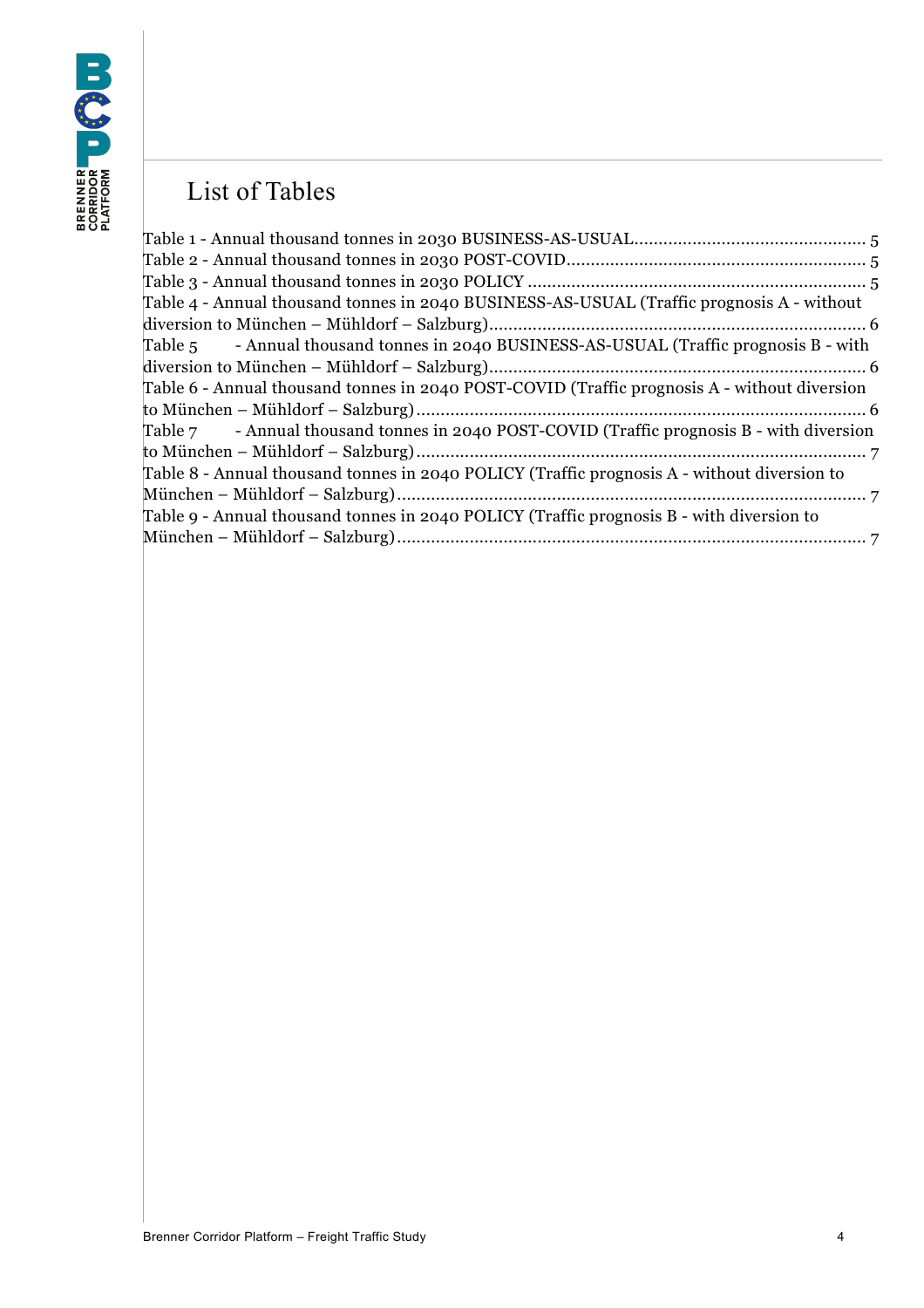# List of Tables

Table 1 - Annual thousand tonnes in 2030 BUSINESS-AS-USUAL ............................................... 5
Table 2 - Annual thousand tonnes in 2030 POST-COVID ............................................................. 5
Table 3 - Annual thousand tonnes in 2030 POLICY ..................................................................... 5
Table 4 - Annual thousand tonnes in 2040 BUSINESS-AS-USUAL (Traffic prognosis A - without diversion to München – Mühldorf – Salzburg) ............................................................................ 6
Table 5 - Annual thousand tonnes in 2040 BUSINESS-AS-USUAL (Traffic prognosis B - with diversion to München – Mühldorf – Salzburg) ............................................................................ 6
Table 6 - Annual thousand tonnes in 2040 POST-COVID (Traffic prognosis A - without diversion to München – Mühldorf – Salzburg) ............................................................................................ 6
Table 7 - Annual thousand tonnes in 2040 POST-COVID (Traffic prognosis B - with diversion to München – Mühldorf – Salzburg) ............................................................................................ 7
Table 8 - Annual thousand tonnes in 2040 POLICY (Traffic prognosis A - without diversion to München – Mühldorf – Salzburg) ................................................................................................ 7
Table 9 - Annual thousand tonnes in 2040 POLICY (Traffic prognosis B - with diversion to München – Mühldorf – Salzburg) ................................................................................................ 7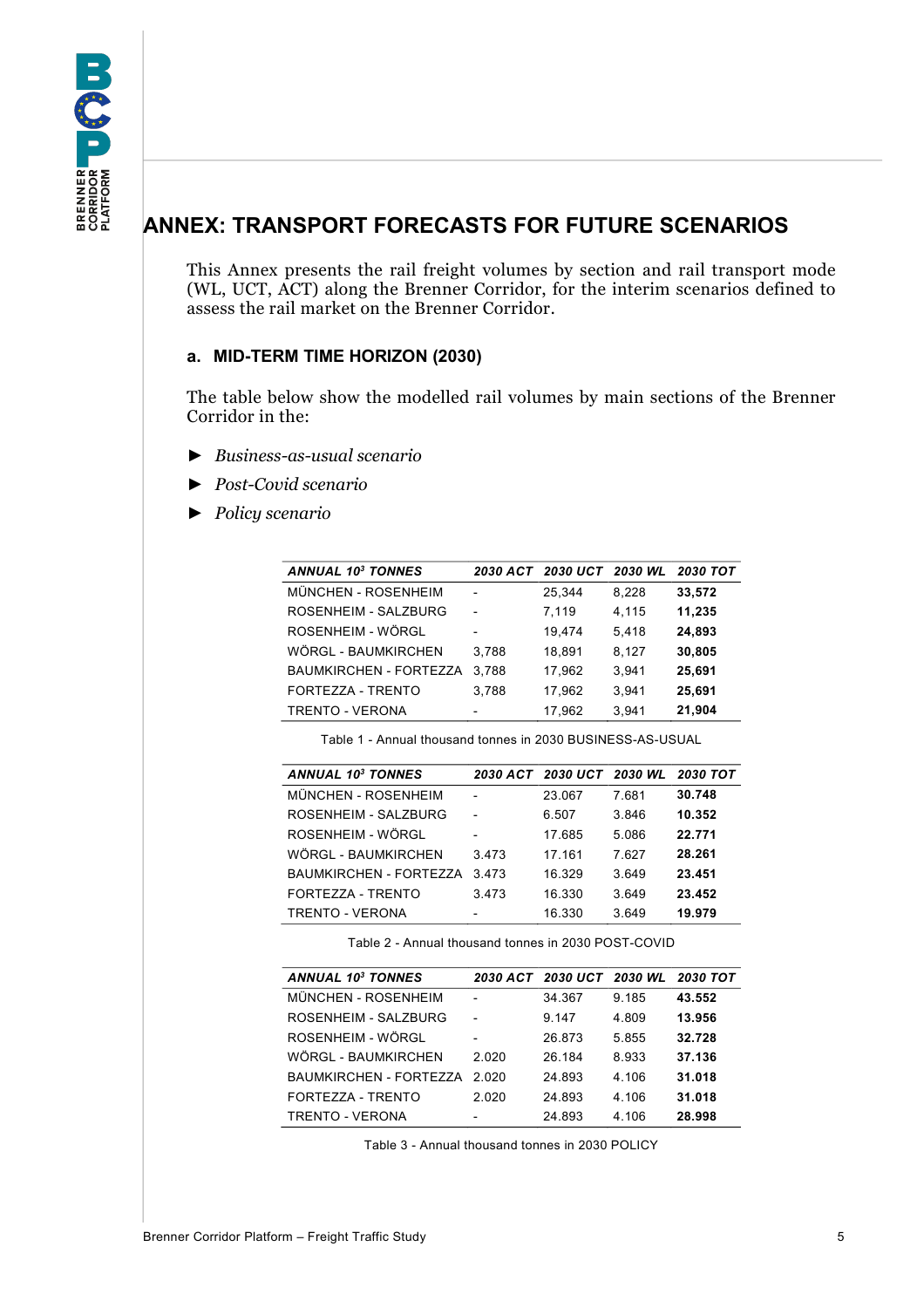# ANNEX: TRANSPORT FORECASTS FOR FUTURE SCENARIOS

This Annex presents the rail freight volumes by section and rail transport mode (WL, UCT, ACT) along the Brenner Corridor, for the interim scenarios defined to assess the rail market on the Brenner Corridor.

## a. MID-TERM TIME HORIZON (2030)

The table below show the modelled rail volumes by main sections of the Brenner Corridor in the:

- ► *Business-as-usual scenario*
- ► *Post-Covid scenario*
- ► *Policy scenario*

| *ANNUAL $10^3$ TONNES* | *2030 ACT* | *2030 UCT* | *2030 WL* | *2030 TOT* |
|---|---|---|---|---|
| MÜNCHEN - ROSENHEIM | - | 25,344 | 8,228 | **33,572** |
| ROSENHEIM - SALZBURG | - | 7,119 | 4,115 | **11,235** |
| ROSENHEIM - WÖRGL | - | 19,474 | 5,418 | **24,893** |
| WÖRGL - BAUMKIRCHEN | 3,788 | 18,891 | 8,127 | **30,805** |
| BAUMKIRCHEN - FORTEZZA | 3,788 | 17,962 | 3,941 | **25,691** |
| FORTEZZA - TRENTO | 3,788 | 17,962 | 3,941 | **25,691** |
| TRENTO - VERONA | - | 17,962 | 3,941 | **21,904** |

Table 1 - Annual thousand tonnes in 2030 BUSINESS-AS-USUAL

| *ANNUAL $10^3$ TONNES* | *2030 ACT* | *2030 UCT* | *2030 WL* | *2030 TOT* |
|---|---|---|---|---|
| MÜNCHEN - ROSENHEIM | - | 23.067 | 7.681 | **30.748** |
| ROSENHEIM - SALZBURG | - | 6.507 | 3.846 | **10.352** |
| ROSENHEIM - WÖRGL | - | 17.685 | 5.086 | **22.771** |
| WÖRGL - BAUMKIRCHEN | 3.473 | 17.161 | 7.627 | **28.261** |
| BAUMKIRCHEN - FORTEZZA | 3.473 | 16.329 | 3.649 | **23.451** |
| FORTEZZA - TRENTO | 3.473 | 16.330 | 3.649 | **23.452** |
| TRENTO - VERONA | - | 16.330 | 3.649 | **19.979** |

Table 2 - Annual thousand tonnes in 2030 POST-COVID

| *ANNUAL $10^3$ TONNES* | *2030 ACT* | *2030 UCT* | *2030 WL* | *2030 TOT* |
|---|---|---|---|---|
| MÜNCHEN - ROSENHEIM | - | 34.367 | 9.185 | **43.552** |
| ROSENHEIM - SALZBURG | - | 9.147 | 4.809 | **13.956** |
| ROSENHEIM - WÖRGL | - | 26.873 | 5.855 | **32.728** |
| WÖRGL - BAUMKIRCHEN | 2.020 | 26.184 | 8.933 | **37.136** |
| BAUMKIRCHEN - FORTEZZA | 2.020 | 24.893 | 4.106 | **31.018** |
| FORTEZZA - TRENTO | 2.020 | 24.893 | 4.106 | **31.018** |
| TRENTO - VERONA | - | 24.893 | 4.106 | **28.998** |

Table 3 - Annual thousand tonnes in 2030 POLICY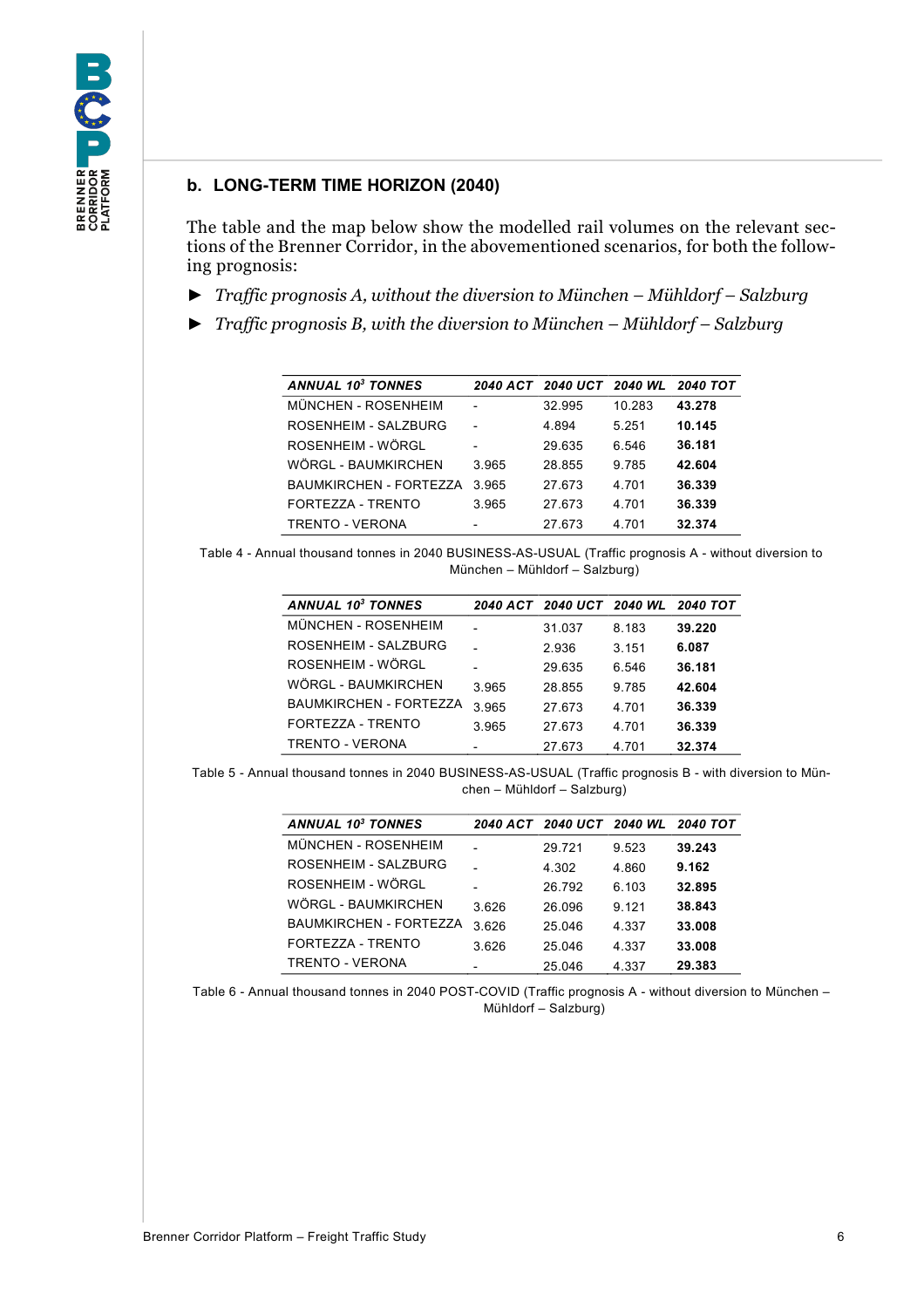## b. LONG-TERM TIME HORIZON (2040)

The table and the map below show the modelled rail volumes on the relevant sections of the Brenner Corridor, in the abovementioned scenarios, for both the following prognosis:

- *Traffic prognosis A, without the diversion to München – Mühldorf – Salzburg*
- *Traffic prognosis B, with the diversion to München – Mühldorf – Salzburg*

| *ANNUAL $10^3$ TONNES* | *2040 ACT* | *2040 UCT* | *2040 WL* | *2040 TOT* |
|---|---|---|---|---|
| MÜNCHEN - ROSENHEIM | - | 32.995 | 10.283 | **43.278** |
| ROSENHEIM - SALZBURG | - | 4.894 | 5.251 | **10.145** |
| ROSENHEIM - WÖRGL | - | 29.635 | 6.546 | **36.181** |
| WÖRGL - BAUMKIRCHEN | 3.965 | 28.855 | 9.785 | **42.604** |
| BAUMKIRCHEN - FORTEZZA | 3.965 | 27.673 | 4.701 | **36.339** |
| FORTEZZA - TRENTO | 3.965 | 27.673 | 4.701 | **36.339** |
| TRENTO - VERONA | - | 27.673 | 4.701 | **32.374** |

Table 4 - Annual thousand tonnes in 2040 BUSINESS-AS-USUAL (Traffic prognosis A - without diversion to München – Mühldorf – Salzburg)

| *ANNUAL $10^3$ TONNES* | *2040 ACT* | *2040 UCT* | *2040 WL* | *2040 TOT* |
|---|---|---|---|---|
| MÜNCHEN - ROSENHEIM | - | 31.037 | 8.183 | **39.220** |
| ROSENHEIM - SALZBURG | - | 2.936 | 3.151 | **6.087** |
| ROSENHEIM - WÖRGL | - | 29.635 | 6.546 | **36.181** |
| WÖRGL - BAUMKIRCHEN | 3.965 | 28.855 | 9.785 | **42.604** |
| BAUMKIRCHEN - FORTEZZA | 3.965 | 27.673 | 4.701 | **36.339** |
| FORTEZZA - TRENTO | 3.965 | 27.673 | 4.701 | **36.339** |
| TRENTO - VERONA | - | 27.673 | 4.701 | **32.374** |

Table 5 - Annual thousand tonnes in 2040 BUSINESS-AS-USUAL (Traffic prognosis B - with diversion to München – Mühldorf – Salzburg)

| *ANNUAL $10^3$ TONNES* | *2040 ACT* | *2040 UCT* | *2040 WL* | *2040 TOT* |
|---|---|---|---|---|
| MÜNCHEN - ROSENHEIM | - | 29.721 | 9.523 | **39.243** |
| ROSENHEIM - SALZBURG | - | 4.302 | 4.860 | **9.162** |
| ROSENHEIM - WÖRGL | - | 26.792 | 6.103 | **32.895** |
| WÖRGL - BAUMKIRCHEN | 3.626 | 26.096 | 9.121 | **38.843** |
| BAUMKIRCHEN - FORTEZZA | 3.626 | 25.046 | 4.337 | **33.008** |
| FORTEZZA - TRENTO | 3.626 | 25.046 | 4.337 | **33.008** |
| TRENTO - VERONA | - | 25.046 | 4.337 | **29.383** |

Table 6 - Annual thousand tonnes in 2040 POST-COVID (Traffic prognosis A - without diversion to München – Mühldorf – Salzburg)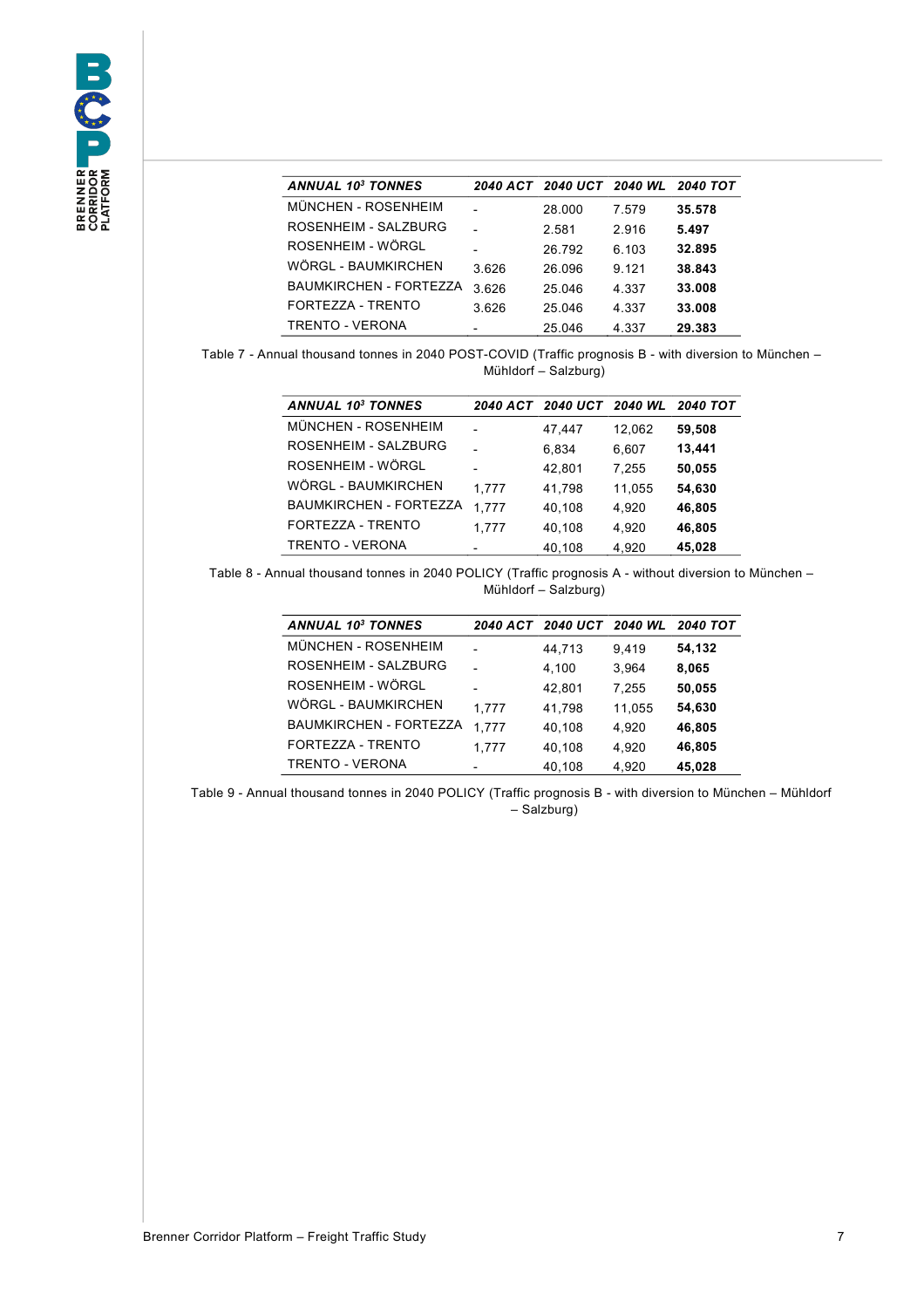| ANNUAL 10³ TONNES | 2040 ACT | 2040 UCT | 2040 WL | 2040 TOT |
|---|---|---|---|---|
| MÜNCHEN - ROSENHEIM | - | 28.000 | 7.579 | **35.578** |
| ROSENHEIM - SALZBURG | - | 2.581 | 2.916 | **5.497** |
| ROSENHEIM - WÖRGL | - | 26.792 | 6.103 | **32.895** |
| WÖRGL - BAUMKIRCHEN | 3.626 | 26.096 | 9.121 | **38.843** |
| BAUMKIRCHEN - FORTEZZA | 3.626 | 25.046 | 4.337 | **33.008** |
| FORTEZZA - TRENTO | 3.626 | 25.046 | 4.337 | **33.008** |
| TRENTO - VERONA | - | 25.046 | 4.337 | **29.383** |

Table 7 - Annual thousand tonnes in 2040 POST-COVID (Traffic prognosis B - with diversion to München – Mühldorf – Salzburg)

| ANNUAL 10³ TONNES | 2040 ACT | 2040 UCT | 2040 WL | 2040 TOT |
|---|---|---|---|---|
| MÜNCHEN - ROSENHEIM | - | 47,447 | 12,062 | **59,508** |
| ROSENHEIM - SALZBURG | - | 6,834 | 6,607 | **13,441** |
| ROSENHEIM - WÖRGL | - | 42,801 | 7,255 | **50,055** |
| WÖRGL - BAUMKIRCHEN | 1,777 | 41,798 | 11,055 | **54,630** |
| BAUMKIRCHEN - FORTEZZA | 1,777 | 40,108 | 4,920 | **46,805** |
| FORTEZZA - TRENTO | 1,777 | 40,108 | 4,920 | **46,805** |
| TRENTO - VERONA | - | 40,108 | 4,920 | **45,028** |

Table 8 - Annual thousand tonnes in 2040 POLICY (Traffic prognosis A - without diversion to München – Mühldorf – Salzburg)

| ANNUAL 10³ TONNES | 2040 ACT | 2040 UCT | 2040 WL | 2040 TOT |
|---|---|---|---|---|
| MÜNCHEN - ROSENHEIM | - | 44,713 | 9,419 | **54,132** |
| ROSENHEIM - SALZBURG | - | 4,100 | 3,964 | **8,065** |
| ROSENHEIM - WÖRGL | - | 42,801 | 7,255 | **50,055** |
| WÖRGL - BAUMKIRCHEN | 1,777 | 41,798 | 11,055 | **54,630** |
| BAUMKIRCHEN - FORTEZZA | 1,777 | 40,108 | 4,920 | **46,805** |
| FORTEZZA - TRENTO | 1,777 | 40,108 | 4,920 | **46,805** |
| TRENTO - VERONA | - | 40,108 | 4,920 | **45,028** |

Table 9 - Annual thousand tonnes in 2040 POLICY (Traffic prognosis B - with diversion to München – Mühldorf – Salzburg)